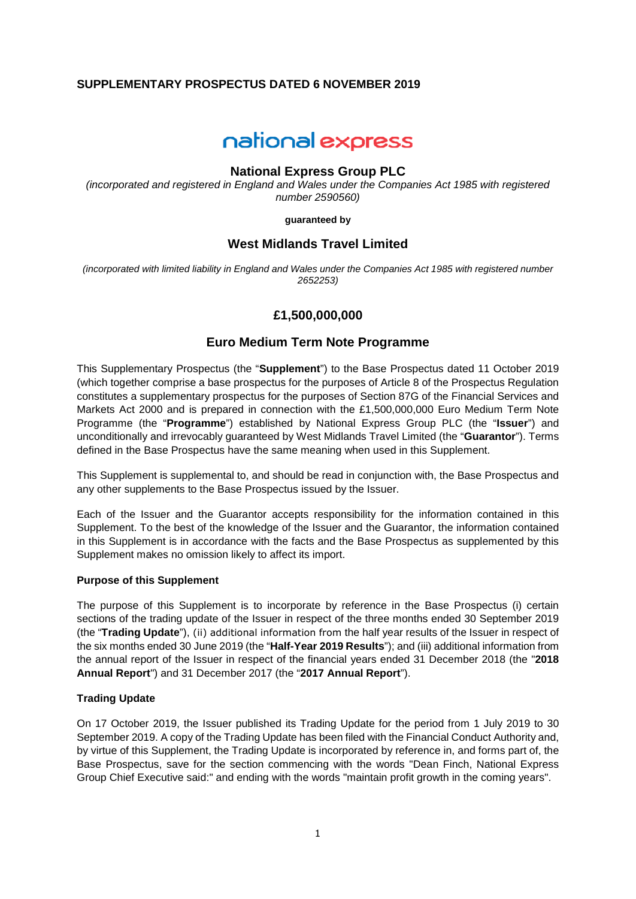**SUPPLEMENTARY PROSPECTUS DATED 6 NOVEMBER 2019**

national express

## National Express Group PLC

*(incorporated and registered in England and Wales under the Companies Act 1985 with registered number 2590560)*

**guaranteed by**

## West Midlands Travel Limited

*(incorporated with limited liability in England and Wales under the Companies Act 1985 with registered number 2652253)*

## £1,500,000,000

## Euro Medium Term Note Programme

This Supplementary Prospectus (the "**Supplement**") to the Base Prospectus dated 11 October 2019 (which together comprise a base prospectus for the purposes of Article 8 of the Prospectus Regulation constitutes a supplementary prospectus for the purposes of Section 87G of the Financial Services and Markets Act 2000 and is prepared in connection with the £1,500,000,000 Euro Medium Term Note Programme (the "**Programme**") established by National Express Group PLC (the "**Issuer**") and unconditionally and irrevocably guaranteed by West Midlands Travel Limited (the "**Guarantor**"). Terms defined in the Base Prospectus have the same meaning when used in this Supplement.

This Supplement is supplemental to, and should be read in conjunction with, the Base Prospectus and any other supplements to the Base Prospectus issued by the Issuer.

Each of the Issuer and the Guarantor accepts responsibility for the information contained in this Supplement. To the best of the knowledge of the Issuer and the Guarantor, the information contained in this Supplement is in accordance with the facts and the Base Prospectus as supplemented by this Supplement makes no omission likely to affect its import.

**Purpose of this Supplement**

The purpose of this Supplement is to incorporate by reference in the Base Prospectus (i) certain sections of the trading update of the Issuer in respect of the three months ended 30 September 2019 (the "**Trading Update**"), (ii) additional information from the half year results of the Issuer in respect of the six months ended 30 June 2019 (the "**Half-Year 2019 Results**"); and (iii) additional information from the annual report of the Issuer in respect of the financial years ended 31 December 2018 (the "**2018 Annual Report**") and 31 December 2017 (the "**2017 Annual Report**").

**Trading Update**

On 17 October 2019, the Issuer published its Trading Update for the period from 1 July 2019 to 30 September 2019. A copy of the Trading Update has been filed with the Financial Conduct Authority and, by virtue of this Supplement, the Trading Update is incorporated by reference in, and forms part of, the Base Prospectus, save for the section commencing with the words "Dean Finch, National Express Group Chief Executive said:" and ending with the words "maintain profit growth in the coming years".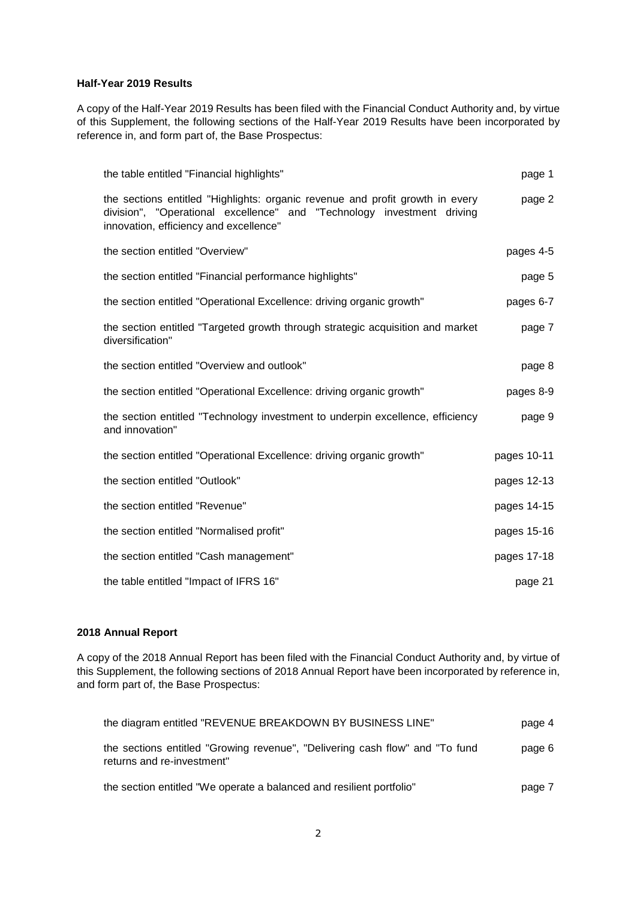**Half-Year 2019 Results**

A copy of the Half-Year 2019 Results has been filed with the Financial Conduct Authority and, by virtue of this Supplement, the following sections of the Half-Year 2019 Results have been incorporated by reference in, and form part of, the Base Prospectus:

| | |
|---|---|
| the table entitled "Financial highlights" | page 1 |
| the sections entitled "Highlights: organic revenue and profit growth in every division", "Operational excellence" and "Technology investment driving innovation, efficiency and excellence" | page 2 |
| the section entitled "Overview" | pages 4-5 |
| the section entitled "Financial performance highlights" | page 5 |
| the section entitled "Operational Excellence: driving organic growth" | pages 6-7 |
| the section entitled "Targeted growth through strategic acquisition and market diversification" | page 7 |
| the section entitled "Overview and outlook" | page 8 |
| the section entitled "Operational Excellence: driving organic growth" | pages 8-9 |
| the section entitled "Technology investment to underpin excellence, efficiency and innovation" | page 9 |
| the section entitled "Operational Excellence: driving organic growth" | pages 10-11 |
| the section entitled "Outlook" | pages 12-13 |
| the section entitled "Revenue" | pages 14-15 |
| the section entitled "Normalised profit" | pages 15-16 |
| the section entitled "Cash management" | pages 17-18 |
| the table entitled "Impact of IFRS 16" | page 21 |

**2018 Annual Report**

A copy of the 2018 Annual Report has been filed with the Financial Conduct Authority and, by virtue of this Supplement, the following sections of 2018 Annual Report have been incorporated by reference in, and form part of, the Base Prospectus:

| | |
|---|---|
| the diagram entitled "REVENUE BREAKDOWN BY BUSINESS LINE" | page 4 |
| the sections entitled "Growing revenue", "Delivering cash flow" and "To fund returns and re-investment" | page 6 |
| the section entitled "We operate a balanced and resilient portfolio" | page 7 |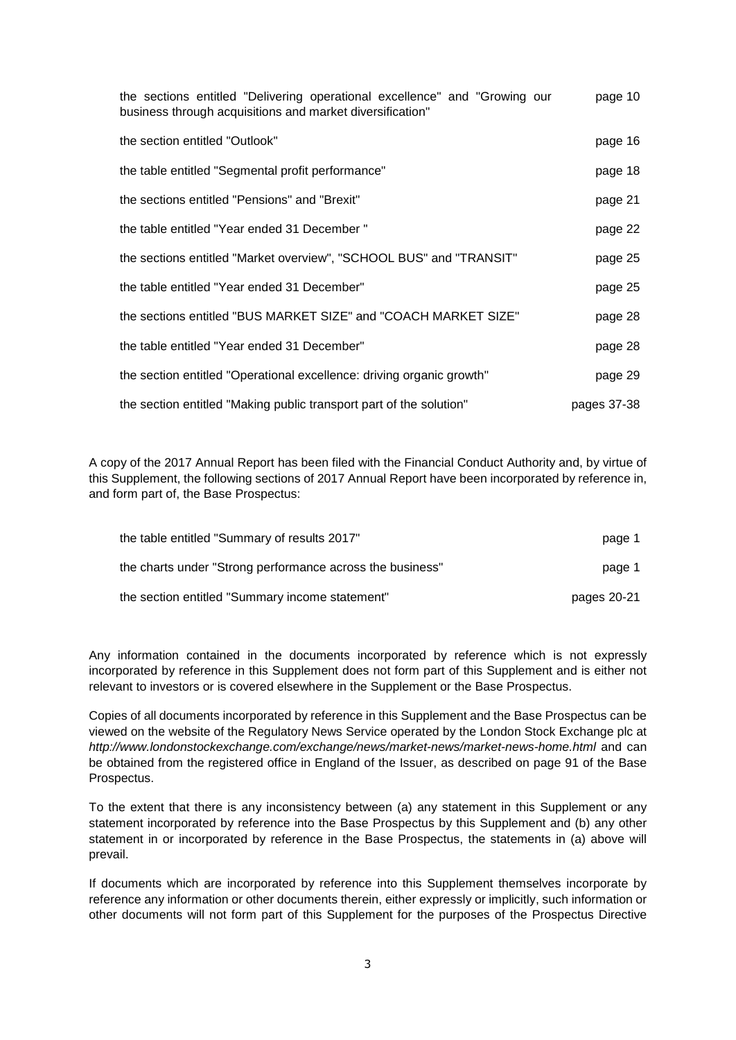| | |
|---|---|
| the sections entitled "Delivering operational excellence" and "Growing our business through acquisitions and market diversification" | page 10 |
| the section entitled "Outlook" | page 16 |
| the table entitled "Segmental profit performance" | page 18 |
| the sections entitled "Pensions" and "Brexit" | page 21 |
| the table entitled "Year ended 31 December " | page 22 |
| the sections entitled "Market overview", "SCHOOL BUS" and "TRANSIT" | page 25 |
| the table entitled "Year ended 31 December" | page 25 |
| the sections entitled "BUS MARKET SIZE" and "COACH MARKET SIZE" | page 28 |
| the table entitled "Year ended 31 December" | page 28 |
| the section entitled "Operational excellence: driving organic growth" | page 29 |
| the section entitled "Making public transport part of the solution" | pages 37-38 |

A copy of the 2017 Annual Report has been filed with the Financial Conduct Authority and, by virtue of this Supplement, the following sections of 2017 Annual Report have been incorporated by reference in, and form part of, the Base Prospectus:

| | |
|---|---|
| the table entitled "Summary of results 2017" | page 1 |
| the charts under "Strong performance across the business" | page 1 |
| the section entitled "Summary income statement" | pages 20-21 |

Any information contained in the documents incorporated by reference which is not expressly incorporated by reference in this Supplement does not form part of this Supplement and is either not relevant to investors or is covered elsewhere in the Supplement or the Base Prospectus.

Copies of all documents incorporated by reference in this Supplement and the Base Prospectus can be viewed on the website of the Regulatory News Service operated by the London Stock Exchange plc at *http://www.londonstockexchange.com/exchange/news/market-news/market-news-home.html* and can be obtained from the registered office in England of the Issuer, as described on page 91 of the Base Prospectus.

To the extent that there is any inconsistency between (a) any statement in this Supplement or any statement incorporated by reference into the Base Prospectus by this Supplement and (b) any other statement in or incorporated by reference in the Base Prospectus, the statements in (a) above will prevail.

If documents which are incorporated by reference into this Supplement themselves incorporate by reference any information or other documents therein, either expressly or implicitly, such information or other documents will not form part of this Supplement for the purposes of the Prospectus Directive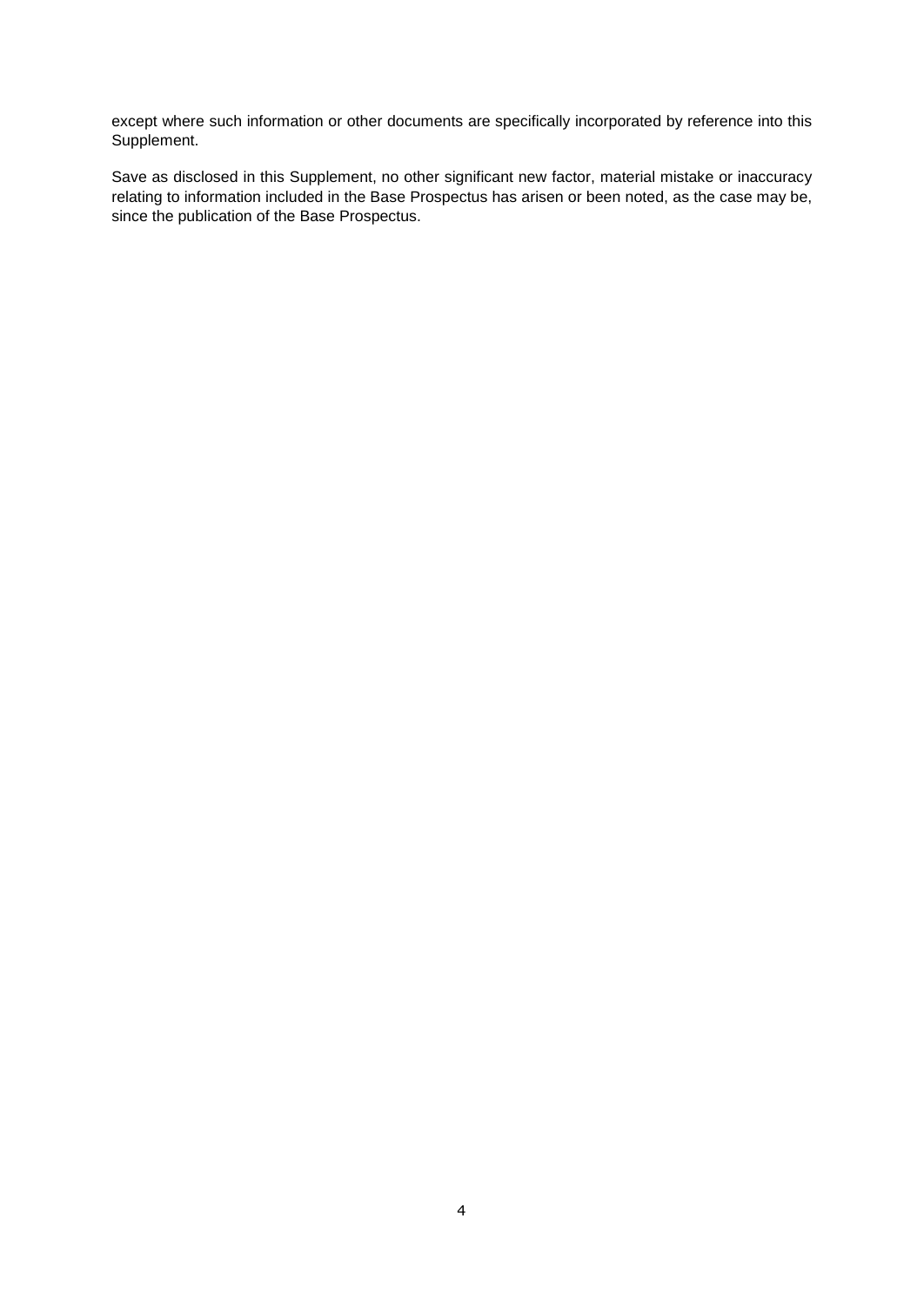except where such information or other documents are specifically incorporated by reference into this Supplement.

Save as disclosed in this Supplement, no other significant new factor, material mistake or inaccuracy relating to information included in the Base Prospectus has arisen or been noted, as the case may be, since the publication of the Base Prospectus.